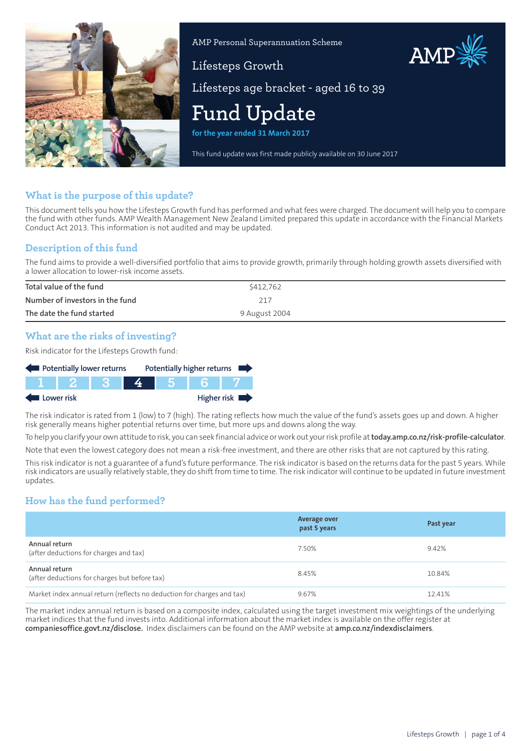AMP Personal Superannuation Scheme

Lifesteps Growth

Lifesteps age bracket - aged 16 to 39

# Fund Update

**for the year ended 31 March 2017**

This fund update was first made publicly available on 30 June 2017

## What is the purpose of this update?

This document tells you how the Lifesteps Growth fund has performed and what fees were charged. The document will help you to compare the fund with other funds. AMP Wealth Management New Zealand Limited prepared this update in accordance with the Financial Markets Conduct Act 2013. This information is not audited and may be updated.

## Description of this fund

The fund aims to provide a well-diversified portfolio that aims to provide growth, primarily through holding growth assets diversified with a lower allocation to lower-risk income assets.

| | |
|---|---|
| Total value of the fund | $412,762 |
| Number of investors in the fund | 217 |
| The date the fund started | 9 August 2004 |

## What are the risks of investing?

Risk indicator for the Lifesteps Growth fund:

Potentially lower returns — Potentially higher returns

| 1 | 2 | 3 | **4** | 5 | 6 | 7 |
|---|---|---|---|---|---|---|

Lower risk — Higher risk

The risk indicator is rated from 1 (low) to 7 (high). The rating reflects how much the value of the fund's assets goes up and down. A higher risk generally means higher potential returns over time, but more ups and downs along the way.

To help you clarify your own attitude to risk, you can seek financial advice or work out your risk profile at **today.amp.co.nz/risk-profile-calculator**.

Note that even the lowest category does not mean a risk-free investment, and there are other risks that are not captured by this rating.

This risk indicator is not a guarantee of a fund's future performance. The risk indicator is based on the returns data for the past 5 years. While risk indicators are usually relatively stable, they do shift from time to time. The risk indicator will continue to be updated in future investment updates.

## How has the fund performed?

| | Average over past 5 years | Past year |
|---|---|---|
| Annual return (after deductions for charges and tax) | 7.50% | 9.42% |
| Annual return (after deductions for charges but before tax) | 8.45% | 10.84% |
| Market index annual return (reflects no deduction for charges and tax) | 9.67% | 12.41% |

The market index annual return is based on a composite index, calculated using the target investment mix weightings of the underlying market indices that the fund invests into. Additional information about the market index is available on the offer register at **companiesoffice.govt.nz/disclose.** Index disclaimers can be found on the AMP website at **amp.co.nz/indexdisclaimers**.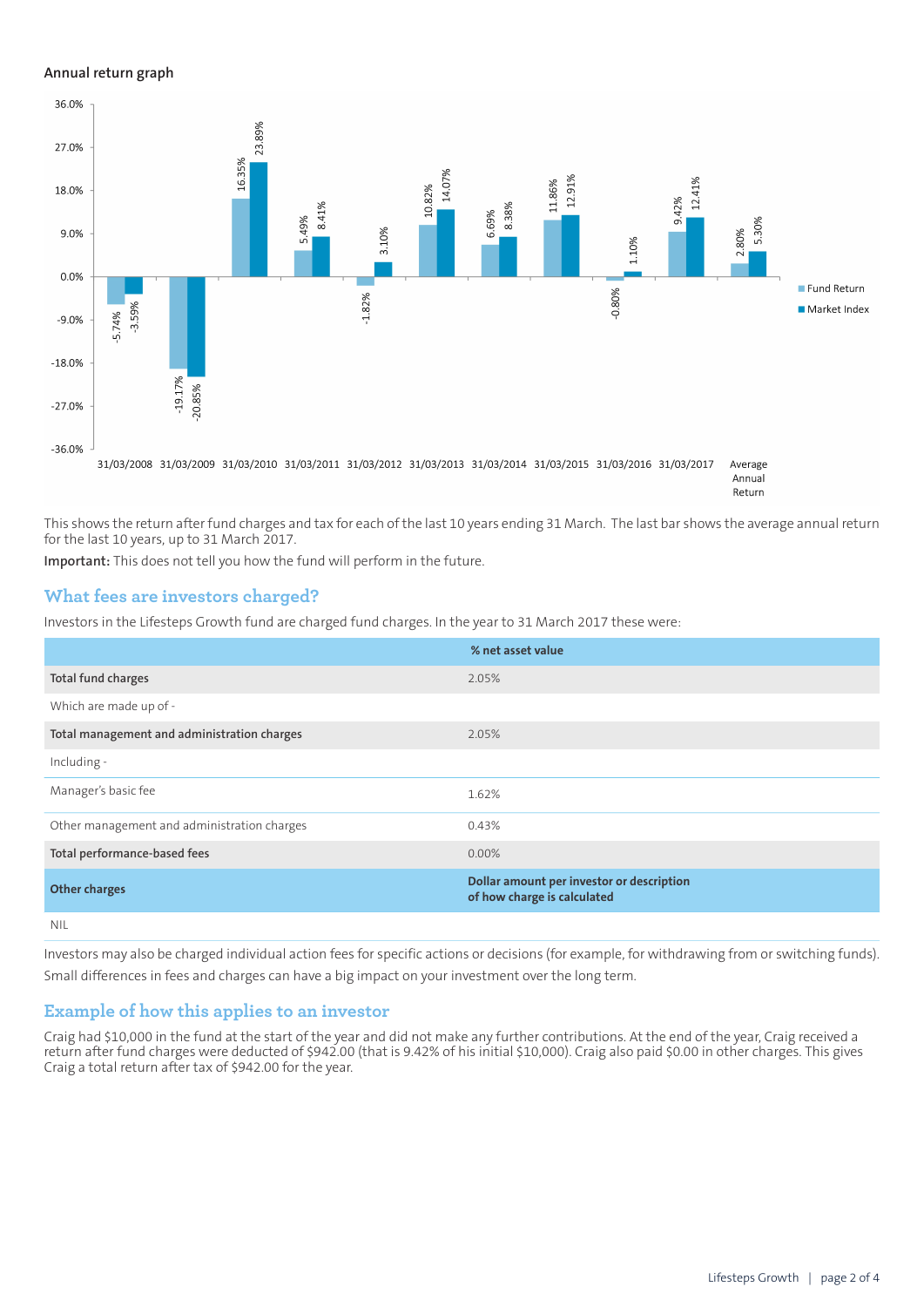### Annual return graph

| Year | Fund Return | Market Index |
|---|---|---|
| 31/03/2008 | -5.74% | -3.59% |
| 31/03/2009 | -19.17% | -20.85% |
| 31/03/2010 | 16.35% | 23.89% |
| 31/03/2011 | 5.49% | 8.41% |
| 31/03/2012 | -1.82% | 3.10% |
| 31/03/2013 | 10.82% | 14.07% |
| 31/03/2014 | 6.69% | 8.38% |
| 31/03/2015 | 11.86% | 12.91% |
| 31/03/2016 | -0.80% | 1.10% |
| 31/03/2017 | 9.42% | 12.41% |
| Average Annual Return | 2.80% | 5.30% |

This shows the return after fund charges and tax for each of the last 10 years ending 31 March. The last bar shows the average annual return for the last 10 years, up to 31 March 2017.

**Important:** This does not tell you how the fund will perform in the future.

## What fees are investors charged?

Investors in the Lifesteps Growth fund are charged fund charges. In the year to 31 March 2017 these were:

| | % net asset value |
|---|---|
| **Total fund charges** | 2.05% |
| Which are made up of - | |
| **Total management and administration charges** | 2.05% |
| Including - | |
| Manager's basic fee | 1.62% |
| Other management and administration charges | 0.43% |
| **Total performance-based fees** | 0.00% |
| **Other charges** | **Dollar amount per investor or description of how charge is calculated** |
| NIL | |

Investors may also be charged individual action fees for specific actions or decisions (for example, for withdrawing from or switching funds). Small differences in fees and charges can have a big impact on your investment over the long term.

## Example of how this applies to an investor

Craig had $10,000 in the fund at the start of the year and did not make any further contributions. At the end of the year, Craig received a return after fund charges were deducted of $942.00 (that is 9.42% of his initial $10,000). Craig also paid $0.00 in other charges. This gives Craig a total return after tax of $942.00 for the year.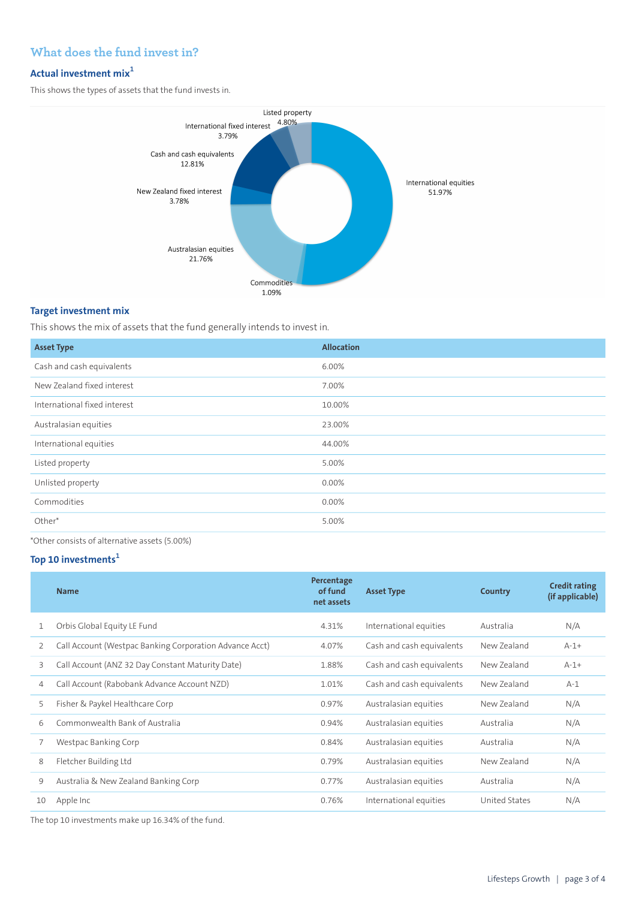## What does the fund invest in?

### Actual investment mix[1]

This shows the types of assets that the fund invests in.

Listed property 4.80%
International fixed interest 3.79%
Cash and cash equivalents 12.81%
New Zealand fixed interest 3.78%
Australasian equities 21.76%
Commodities 1.09%
International equities 51.97%

### Target investment mix

This shows the mix of assets that the fund generally intends to invest in.

| Asset Type | Allocation |
|---|---|
| Cash and cash equivalents | 6.00% |
| New Zealand fixed interest | 7.00% |
| International fixed interest | 10.00% |
| Australasian equities | 23.00% |
| International equities | 44.00% |
| Listed property | 5.00% |
| Unlisted property | 0.00% |
| Commodities | 0.00% |
| Other* | 5.00% |

*Other consists of alternative assets (5.00%)

### Top 10 investments[1]

| | Name | Percentage of fund net assets | Asset Type | Country | Credit rating (if applicable) |
|---|---|---|---|---|---|
| 1 | Orbis Global Equity LE Fund | 4.31% | International equities | Australia | N/A |
| 2 | Call Account (Westpac Banking Corporation Advance Acct) | 4.07% | Cash and cash equivalents | New Zealand | A-1+ |
| 3 | Call Account (ANZ 32 Day Constant Maturity Date) | 1.88% | Cash and cash equivalents | New Zealand | A-1+ |
| 4 | Call Account (Rabobank Advance Account NZD) | 1.01% | Cash and cash equivalents | New Zealand | A-1 |
| 5 | Fisher & Paykel Healthcare Corp | 0.97% | Australasian equities | New Zealand | N/A |
| 6 | Commonwealth Bank of Australia | 0.94% | Australasian equities | Australia | N/A |
| 7 | Westpac Banking Corp | 0.84% | Australasian equities | Australia | N/A |
| 8 | Fletcher Building Ltd | 0.79% | Australasian equities | New Zealand | N/A |
| 9 | Australia & New Zealand Banking Corp | 0.77% | Australasian equities | Australia | N/A |
| 10 | Apple Inc | 0.76% | International equities | United States | N/A |

The top 10 investments make up 16.34% of the fund.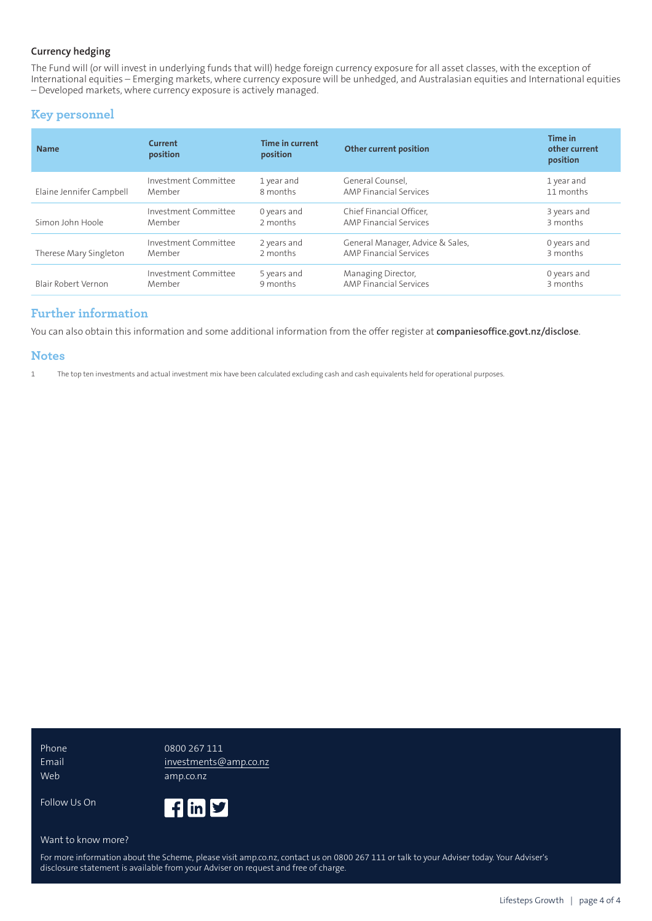### Currency hedging

The Fund will (or will invest in underlying funds that will) hedge foreign currency exposure for all asset classes, with the exception of International equities – Emerging markets, where currency exposure will be unhedged, and Australasian equities and International equities – Developed markets, where currency exposure is actively managed.

## Key personnel

| Name | Current position | Time in current position | Other current position | Time in other current position |
| --- | --- | --- | --- | --- |
| Elaine Jennifer Campbell | Investment Committee Member | 1 year and 8 months | General Counsel, AMP Financial Services | 1 year and 11 months |
| Simon John Hoole | Investment Committee Member | 0 years and 2 months | Chief Financial Officer, AMP Financial Services | 3 years and 3 months |
| Therese Mary Singleton | Investment Committee Member | 2 years and 2 months | General Manager, Advice & Sales, AMP Financial Services | 0 years and 3 months |
| Blair Robert Vernon | Investment Committee Member | 5 years and 9 months | Managing Director, AMP Financial Services | 0 years and 3 months |

## Further information

You can also obtain this information and some additional information from the offer register at **companiesoffice.govt.nz/disclose**.

## Notes

1 The top ten investments and actual investment mix have been calculated excluding cash and cash equivalents held for operational purposes.

Phone 0800 267 111
Email investments@amp.co.nz
Web amp.co.nz

Follow Us On

Want to know more?

For more information about the Scheme, please visit amp.co.nz, contact us on 0800 267 111 or talk to your Adviser today. Your Adviser's disclosure statement is available from your Adviser on request and free of charge.